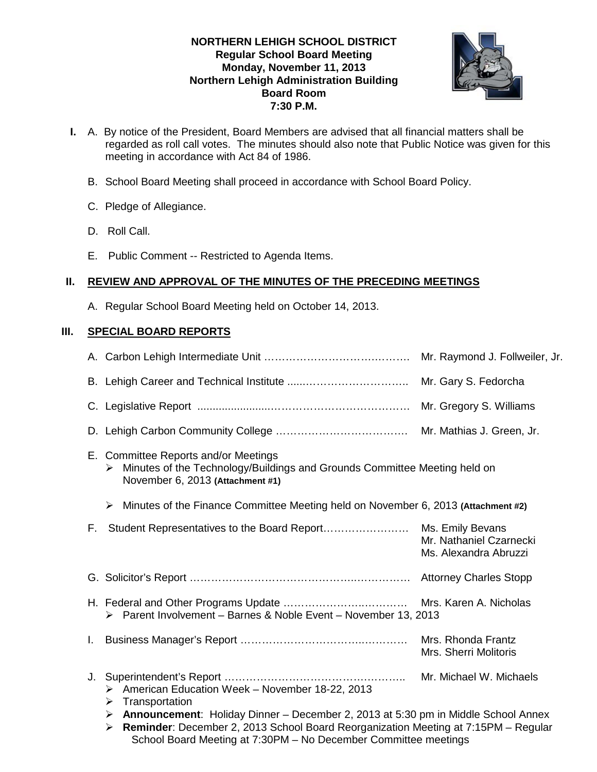**NORTHERN LEHIGH SCHOOL DISTRICT**
**Regular School Board Meeting**
**Monday, November 11, 2013**
**Northern Lehigh Administration Building**
**Board Room**
**7:30 P.M.**

**I.** A. By notice of the President, Board Members are advised that all financial matters shall be regarded as roll call votes. The minutes should also note that Public Notice was given for this meeting in accordance with Act 84 of 1986.

B. School Board Meeting shall proceed in accordance with School Board Policy.

C. Pledge of Allegiance.

D. Roll Call.

E. Public Comment -- Restricted to Agenda Items.

## II. REVIEW AND APPROVAL OF THE MINUTES OF THE PRECEDING MEETINGS

A. Regular School Board Meeting held on October 14, 2013.

## III. SPECIAL BOARD REPORTS

A. Carbon Lehigh Intermediate Unit …………………………………… Mr. Raymond J. Follweiler, Jr.

B. Lehigh Career and Technical Institute ……………………………… Mr. Gary S. Fedorcha

C. Legislative Report ……………………………………………………… Mr. Gregory S. Williams

D. Lehigh Carbon Community College ………………………………… Mr. Mathias J. Green, Jr.

E. Committee Reports and/or Meetings
- Minutes of the Technology/Buildings and Grounds Committee Meeting held on November 6, 2013 **(Attachment #1)**
- Minutes of the Finance Committee Meeting held on November 6, 2013 **(Attachment #2)**

F. Student Representatives to the Board Report…………………… Ms. Emily Bevans
Mr. Nathaniel Czarnecki
Ms. Alexandra Abruzzi

G. Solicitor's Report ……………………………………………………… Attorney Charles Stopp

H. Federal and Other Programs Update ……………………………… Mrs. Karen A. Nicholas
- Parent Involvement – Barnes & Noble Event – November 13, 2013

I. Business Manager's Report ………………………………………… Mrs. Rhonda Frantz
Mrs. Sherri Molitoris

J. Superintendent's Report ……………………………………………… Mr. Michael W. Michaels
- American Education Week – November 18-22, 2013
- Transportation
- **Announcement**: Holiday Dinner – December 2, 2013 at 5:30 pm in Middle School Annex
- **Reminder**: December 2, 2013 School Board Reorganization Meeting at 7:15PM – Regular School Board Meeting at 7:30PM – No December Committee meetings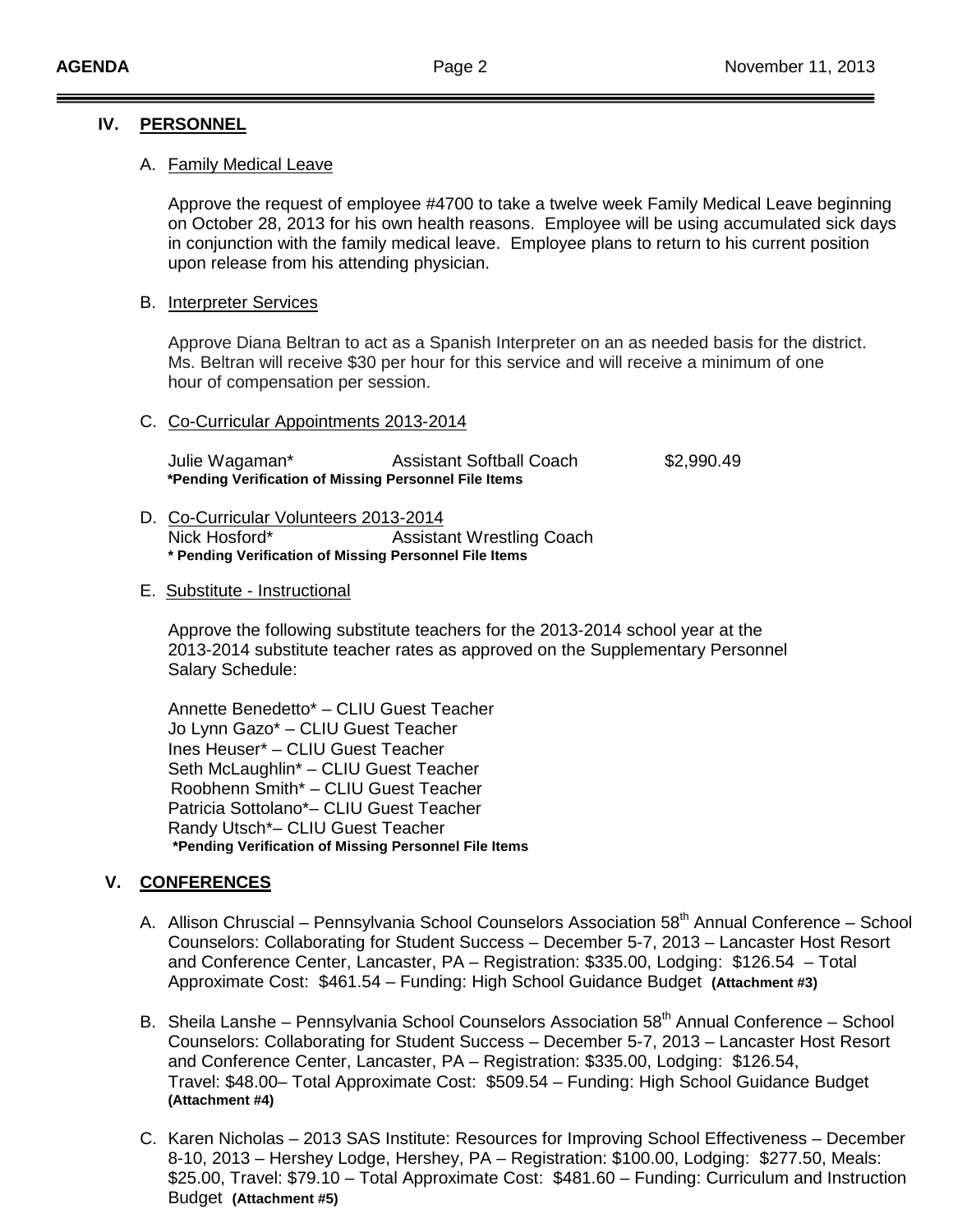## IV. PERSONNEL

### A. Family Medical Leave

Approve the request of employee #4700 to take a twelve week Family Medical Leave beginning on October 28, 2013 for his own health reasons. Employee will be using accumulated sick days in conjunction with the family medical leave. Employee plans to return to his current position upon release from his attending physician.

### B. Interpreter Services

Approve Diana Beltran to act as a Spanish Interpreter on an as needed basis for the district. Ms. Beltran will receive $30 per hour for this service and will receive a minimum of one hour of compensation per session.

### C. Co-Curricular Appointments 2013-2014

| | | |
|---|---|---|
| Julie Wagaman* | Assistant Softball Coach | $2,990.49 |

**\*Pending Verification of Missing Personnel File Items**

### D. Co-Curricular Volunteers 2013-2014

| | |
|---|---|
| Nick Hosford* | Assistant Wrestling Coach |

**\* Pending Verification of Missing Personnel File Items**

### E. Substitute - Instructional

Approve the following substitute teachers for the 2013-2014 school year at the 2013-2014 substitute teacher rates as approved on the Supplementary Personnel Salary Schedule:

Annette Benedetto* – CLIU Guest Teacher
Jo Lynn Gazo* – CLIU Guest Teacher
Ines Heuser* – CLIU Guest Teacher
Seth McLaughlin* – CLIU Guest Teacher
Roobhenn Smith* – CLIU Guest Teacher
Patricia Sottolano*– CLIU Guest Teacher
Randy Utsch*– CLIU Guest Teacher
**\*Pending Verification of Missing Personnel File Items**

## V. CONFERENCES

A. Allison Chruscial – Pennsylvania School Counselors Association 58th Annual Conference – School Counselors: Collaborating for Student Success – December 5-7, 2013 – Lancaster Host Resort and Conference Center, Lancaster, PA – Registration: $335.00, Lodging: $126.54 – Total Approximate Cost: $461.54 – Funding: High School Guidance Budget **(Attachment #3)**

B. Sheila Lanshe – Pennsylvania School Counselors Association 58th Annual Conference – School Counselors: Collaborating for Student Success – December 5-7, 2013 – Lancaster Host Resort and Conference Center, Lancaster, PA – Registration: $335.00, Lodging: $126.54, Travel: $48.00– Total Approximate Cost: $509.54 – Funding: High School Guidance Budget **(Attachment #4)**

C. Karen Nicholas – 2013 SAS Institute: Resources for Improving School Effectiveness – December 8-10, 2013 – Hershey Lodge, Hershey, PA – Registration: $100.00, Lodging: $277.50, Meals: $25.00, Travel: $79.10 – Total Approximate Cost: $481.60 – Funding: Curriculum and Instruction Budget **(Attachment #5)**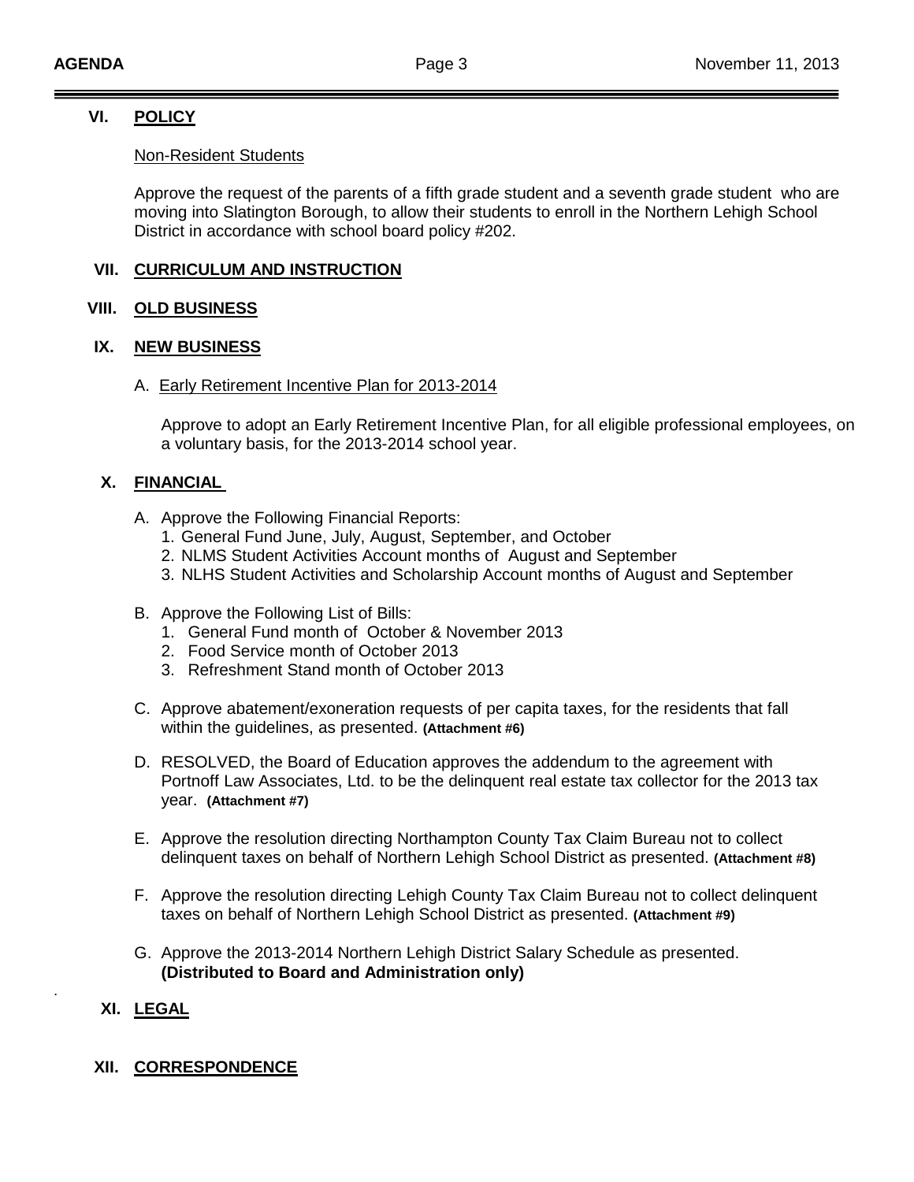## VI. POLICY

Non-Resident Students

Approve the request of the parents of a fifth grade student and a seventh grade student who are moving into Slatington Borough, to allow their students to enroll in the Northern Lehigh School District in accordance with school board policy #202.

## VII. CURRICULUM AND INSTRUCTION

## VIII. OLD BUSINESS

## IX. NEW BUSINESS

A. Early Retirement Incentive Plan for 2013-2014

Approve to adopt an Early Retirement Incentive Plan, for all eligible professional employees, on a voluntary basis, for the 2013-2014 school year.

## X. FINANCIAL

A. Approve the Following Financial Reports:
   1. General Fund June, July, August, September, and October
   2. NLMS Student Activities Account months of August and September
   3. NLHS Student Activities and Scholarship Account months of August and September

B. Approve the Following List of Bills:
   1. General Fund month of October & November 2013
   2. Food Service month of October 2013
   3. Refreshment Stand month of October 2013

C. Approve abatement/exoneration requests of per capita taxes, for the residents that fall within the guidelines, as presented. **(Attachment #6)**

D. RESOLVED, the Board of Education approves the addendum to the agreement with Portnoff Law Associates, Ltd. to be the delinquent real estate tax collector for the 2013 tax year. **(Attachment #7)**

E. Approve the resolution directing Northampton County Tax Claim Bureau not to collect delinquent taxes on behalf of Northern Lehigh School District as presented. **(Attachment #8)**

F. Approve the resolution directing Lehigh County Tax Claim Bureau not to collect delinquent taxes on behalf of Northern Lehigh School District as presented. **(Attachment #9)**

G. Approve the 2013-2014 Northern Lehigh District Salary Schedule as presented. **(Distributed to Board and Administration only)**

## XI. LEGAL

## XII. CORRESPONDENCE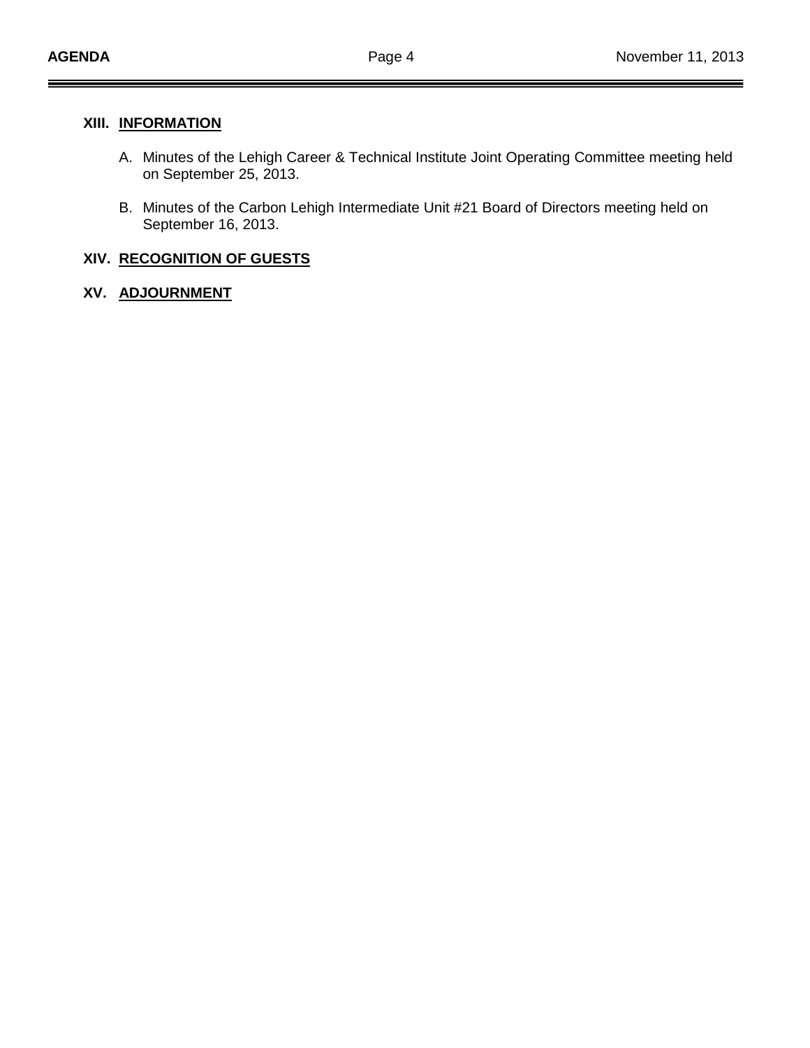## XIII. INFORMATION

A. Minutes of the Lehigh Career & Technical Institute Joint Operating Committee meeting held on September 25, 2013.

B. Minutes of the Carbon Lehigh Intermediate Unit #21 Board of Directors meeting held on September 16, 2013.

## XIV. RECOGNITION OF GUESTS

## XV. ADJOURNMENT